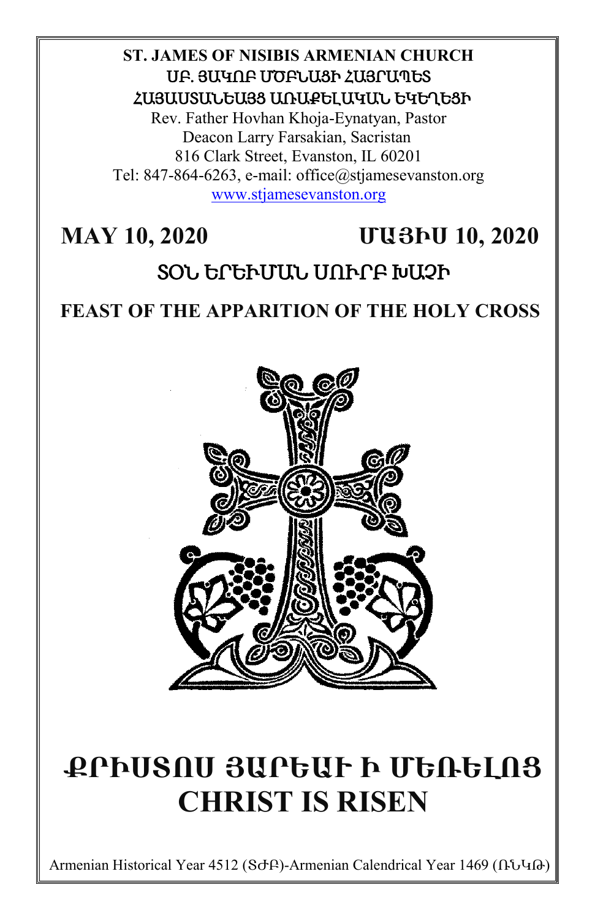**ST. JAMES OF NISIBIS ARMENIAN CHURCH**
**ՍԲ. ՅԱԿՈԲ ՄԾԲՆԱՅԻ ՀԱՅՐԱՊԵՏ**
**ՀԱՅԱՍՏԱՆԵԱՅՑ ԱՌԱՔԵԼԱԿԱՆ ԵԿԵՂԵՑԻ**

Rev. Father Hovhan Khoja-Eynatyan, Pastor
Deacon Larry Farsakian, Sacristan
816 Clark Street, Evanston, IL 60201
Tel: 847-864-6263, e-mail: office@stjamesevanston.org
www.stjamesevanston.org

## MAY 10, 2020 ՄԱՅԻՍ 10, 2020

## ՏՕՆ ԵՐԵՒՄԱՆ ՍՈՒՐԲ ԽԱՉԻ

## FEAST OF THE APPARITION OF THE HOLY CROSS

# ՔՐԻՍՏՈՍ ՅԱՐԵԱՒ Ի ՄԵՌԵԼՈՑ
# CHRIST IS RISEN

Armenian Historical Year 4512 (ՏԺԲ)-Armenian Calendrical Year 1469 (ՌՆԿԹ)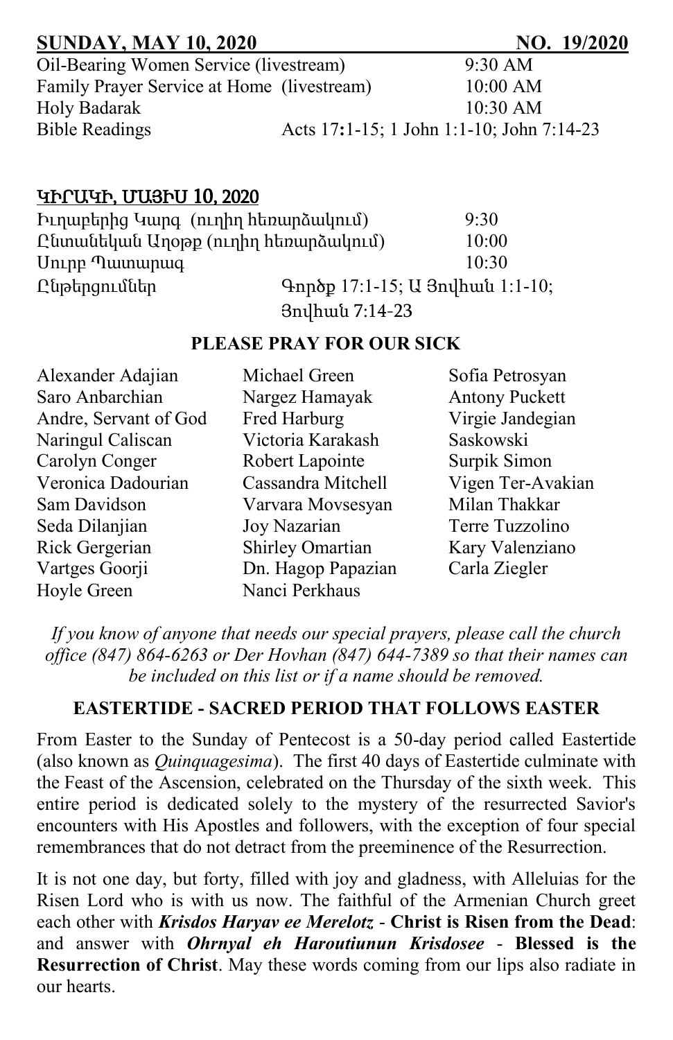## SUNDAY, MAY 10, 2020 NO. 19/2020

| | |
|---|---|
| Oil-Bearing Women Service (livestream) | 9:30 AM |
| Family Prayer Service at Home (livestream) | 10:00 AM |
| Holy Badarak | 10:30 AM |
| Bible Readings | Acts 17:1-15; 1 John 1:1-10; John 7:14-23 |

## ԿԻՐԱԿԻ, ՄԱՅԻՍ 10, 2020

| | |
|---|---|
| Իւղաբերից Կարգ (ուղիղ հեռարձակում) | 9:30 |
| Ընտանեկան Աղօթք (ուղիղ հեռարձակում) | 10:00 |
| Սուրբ Պատարագ | 10:30 |
| Ընթերցումներ | Գործք 17:1-15; Ա Յովհան 1:1-10; Յովհան 7:14-23 |

### PLEASE PRAY FOR OUR SICK

Alexander Adajian
Saro Anbarchian
Andre, Servant of God
Naringul Caliscan
Carolyn Conger
Veronica Dadourian
Sam Davidson
Seda Dilanjian
Rick Gergerian
Vartges Goorji
Hoyle Green
Michael Green
Nargez Hamayak
Fred Harburg
Victoria Karakash
Robert Lapointe
Cassandra Mitchell
Varvara Movsesyan
Joy Nazarian
Shirley Omartian
Dn. Hagop Papazian
Nanci Perkhaus
Sofia Petrosyan
Antony Puckett
Virgie Jandegian
Saskowski
Surpik Simon
Vigen Ter-Avakian
Milan Thakkar
Terre Tuzzolino
Kary Valenziano
Carla Ziegler

*If you know of anyone that needs our special prayers, please call the church office (847) 864-6263 or Der Hovhan (847) 644-7389 so that their names can be included on this list or if a name should be removed.*

### EASTERTIDE - SACRED PERIOD THAT FOLLOWS EASTER

From Easter to the Sunday of Pentecost is a 50-day period called Eastertide (also known as *Quinquagesima*). The first 40 days of Eastertide culminate with the Feast of the Ascension, celebrated on the Thursday of the sixth week. This entire period is dedicated solely to the mystery of the resurrected Savior's encounters with His Apostles and followers, with the exception of four special remembrances that do not detract from the preeminence of the Resurrection.

It is not one day, but forty, filled with joy and gladness, with Alleluias for the Risen Lord who is with us now. The faithful of the Armenian Church greet each other with ***Krisdos Haryav ee Merelotz*** - **Christ is Risen from the Dead**: and answer with ***Ohrnyal eh Haroutiunun Krisdosee*** - **Blessed is the Resurrection of Christ**. May these words coming from our lips also radiate in our hearts.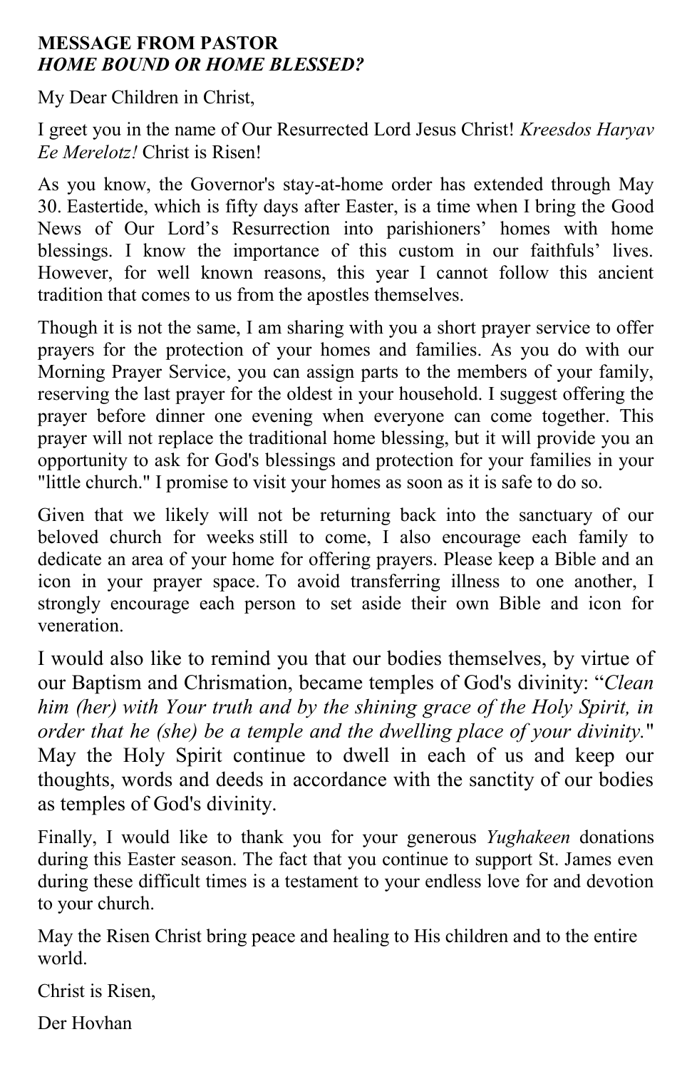**MESSAGE FROM PASTOR**
***HOME BOUND OR HOME BLESSED?***

My Dear Children in Christ,

I greet you in the name of Our Resurrected Lord Jesus Christ! *Kreesdos Haryav Ee Merelotz!* Christ is Risen!

As you know, the Governor's stay-at-home order has extended through May 30. Eastertide, which is fifty days after Easter, is a time when I bring the Good News of Our Lord's Resurrection into parishioners' homes with home blessings. I know the importance of this custom in our faithfuls' lives. However, for well known reasons, this year I cannot follow this ancient tradition that comes to us from the apostles themselves.

Though it is not the same, I am sharing with you a short prayer service to offer prayers for the protection of your homes and families. As you do with our Morning Prayer Service, you can assign parts to the members of your family, reserving the last prayer for the oldest in your household. I suggest offering the prayer before dinner one evening when everyone can come together. This prayer will not replace the traditional home blessing, but it will provide you an opportunity to ask for God's blessings and protection for your families in your "little church." I promise to visit your homes as soon as it is safe to do so.

Given that we likely will not be returning back into the sanctuary of our beloved church for weeks still to come, I also encourage each family to dedicate an area of your home for offering prayers. Please keep a Bible and an icon in your prayer space. To avoid transferring illness to one another, I strongly encourage each person to set aside their own Bible and icon for veneration.

I would also like to remind you that our bodies themselves, by virtue of our Baptism and Chrismation, became temples of God's divinity: "*Clean him (her) with Your truth and by the shining grace of the Holy Spirit, in order that he (she) be a temple and the dwelling place of your divinity.*" May the Holy Spirit continue to dwell in each of us and keep our thoughts, words and deeds in accordance with the sanctity of our bodies as temples of God's divinity.

Finally, I would like to thank you for your generous *Yughakeen* donations during this Easter season. The fact that you continue to support St. James even during these difficult times is a testament to your endless love for and devotion to your church.

May the Risen Christ bring peace and healing to His children and to the entire world.

Christ is Risen,

Der Hovhan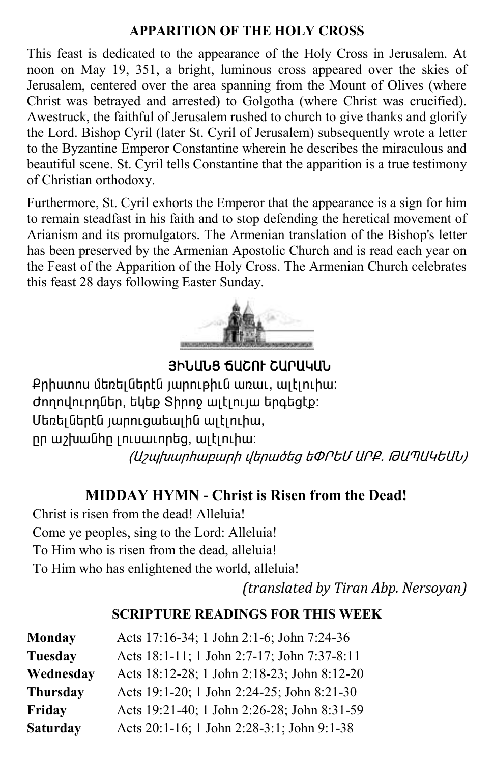## APPARITION OF THE HOLY CROSS

This feast is dedicated to the appearance of the Holy Cross in Jerusalem. At noon on May 19, 351, a bright, luminous cross appeared over the skies of Jerusalem, centered over the area spanning from the Mount of Olives (where Christ was betrayed and arrested) to Golgotha (where Christ was crucified). Awestruck, the faithful of Jerusalem rushed to church to give thanks and glorify the Lord. Bishop Cyril (later St. Cyril of Jerusalem) subsequently wrote a letter to the Byzantine Emperor Constantine wherein he describes the miraculous and beautiful scene. St. Cyril tells Constantine that the apparition is a true testimony of Christian orthodoxy.

Furthermore, St. Cyril exhorts the Emperor that the appearance is a sign for him to remain steadfast in his faith and to stop defending the heretical movement of Arianism and its promulgators. The Armenian translation of the Bishop's letter has been preserved by the Armenian Apostolic Church and is read each year on the Feast of the Apparition of the Holy Cross. The Armenian Church celebrates this feast 28 days following Easter Sunday.

## ՅԻՆԱՆՑ ՃԱՇՈՒ ՇԱՐԱԿԱՆ

Քրիստոս մեռելներէն յարութիւն առաւ, ալէլուիա:
Ժողովուրդներ, եկէք Տիրոջ ալէլույա երգեցէք:
Մեռելներէն յարուցածալին ալէլուիա,
որ աշխարհը լուսաւորեց, ալէլուիա:

*(Աշխարհաբարի վերածեց ԵՓՐԵՄ ԱՐՔ. ԹԱՊԱԿԵԱՆ)*

## MIDDAY HYMN - Christ is Risen from the Dead!

Christ is risen from the dead! Alleluia!
Come ye peoples, sing to the Lord: Alleluia!
To Him who is risen from the dead, alleluia!
To Him who has enlightened the world, alleluia!

*(translated by Tiran Abp. Nersoyan)*

## SCRIPTURE READINGS FOR THIS WEEK

| | |
|---|---|
| **Monday** | Acts 17:16-34; 1 John 2:1-6; John 7:24-36 |
| **Tuesday** | Acts 18:1-11; 1 John 2:7-17; John 7:37-8:11 |
| **Wednesday** | Acts 18:12-28; 1 John 2:18-23; John 8:12-20 |
| **Thursday** | Acts 19:1-20; 1 John 2:24-25; John 8:21-30 |
| **Friday** | Acts 19:21-40; 1 John 2:26-28; John 8:31-59 |
| **Saturday** | Acts 20:1-16; 1 John 2:28-3:1; John 9:1-38 |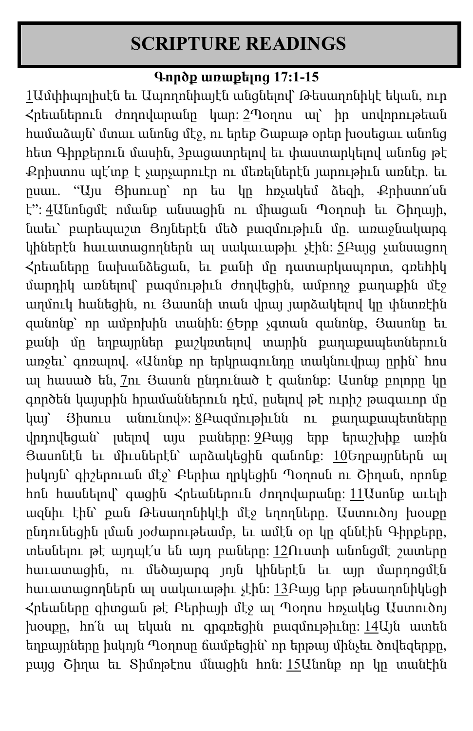# SCRIPTURE READINGS

**Գործք առաքելոց 17:1-15**

1Ամփիպոլիսէն եւ Ապողոնիայէն անցնելով՝ Թեսաղոնիկէ եկան, ուր Հրեաներուն ժողովարանը կար: 2Պօղոս ալ՝ իր սովորութեան համաձայն՝ մտաւ անոնց մէջ, ու երեք Շաբաթ օրեր խօսեցաւ անոնց հետ Գիրքերուն մասին, 3բացատրելով եւ փաստարկելով անոնց թէ Քրիստոս պէ՛տք է չարչարուէր ու մեռելներէն յարութիւն առնէր. եւ ըսաւ. "Այս Յիսուսը՝ որ ես կը հռչակեմ ձեզի, Քրիստո՛սն է": 4Անոնցմէ ոմանք անսացին ու միացան Պօղոսի եւ Շիղայի, նաեւ՝ բարեպաշտ Յոյներէն մեծ բազմութիւն մը. առաջնակարգ կիներէն հաւատացողներն ալ սակաւաթիւ չէին: 5Բայց չանսացող Հրեաները նախանձեցան, եւ քանի մը դատարկապորտ, գռեհիկ մարդիկ առնելով՝ բազմութիւն ժողվեցին, ամբողջ քաղաքին մէջ աղմուկ հանեցին, ու Յասոնի տան վրայ յարձակելով կը փնտռէին զանոնք՝ որ ամբոխին տանին: 6Երբ չգտան զանոնք, Յասոնը եւ քանի մը եղբայրներ քաշկռտելով տարին քաղաքապետներուն առջեւ՝ գոռալով. «Անոնք որ երկրագունդը տակնուվրայ ըրին՝ հոս ալ հասած են, 7ու Յասոն ընդունած է զանոնք: Ասոնք բոլորը կը գործեն կայսրին հրամաններուն դէմ, ըսելով թէ ուրիշ թագաւոր մը կայ՝ Յիսուս անունով»: 8Բազմութիւնն ու քաղաքապետները վրդովեցան՝ լսելով այս բաները: 9Բայց երբ երաշխիք առին Յասոնէն եւ միւսներէն՝ արձակեցին զանոնք: 10Եղբայրներն ալ իսկոյն՝ գիշերուան մէջ՝ Բերիա ղրկեցին Պօղոսն ու Շիղան, որոնք հոն հասնելով՝ գացին Հրեաներուն ժողովարանը: 11Ասոնք աւելի ազնիւ էին՝ քան Թեսաղոնիկէի մէջ եղողները. Աստուծոյ խօսքը ընդունեցին լման յօժարութեամբ, եւ ամէն օր կը զննէին Գիրքերը, տեսնելու թէ այդպէ՛ս են այդ բաները: 12Ուստի անոնցմէ շատերը հաւատացին, ու մեծայարգ յոյն կիներէն եւ այր մարդոցմէն հաւատացողներն ալ սակաւաթիւ չէին: 13Բայց երբ թեսաղոնիկեցի Հրեաները գիտցան թէ Բերիայի մէջ ալ Պօղոս հռչակեց Աստուծոյ խօսքը, հո՛ն ալ եկան ու գրգռեցին բազմութիւնը: 14Այն ատեն եղբայրները իսկոյն Պօղոսը ճամբեցին՝ որ երթայ մինչեւ ծովեզերքը, բայց Շիղա եւ Տիմոթէոս մնացին հոն: 15Անոնք որ կը տանէին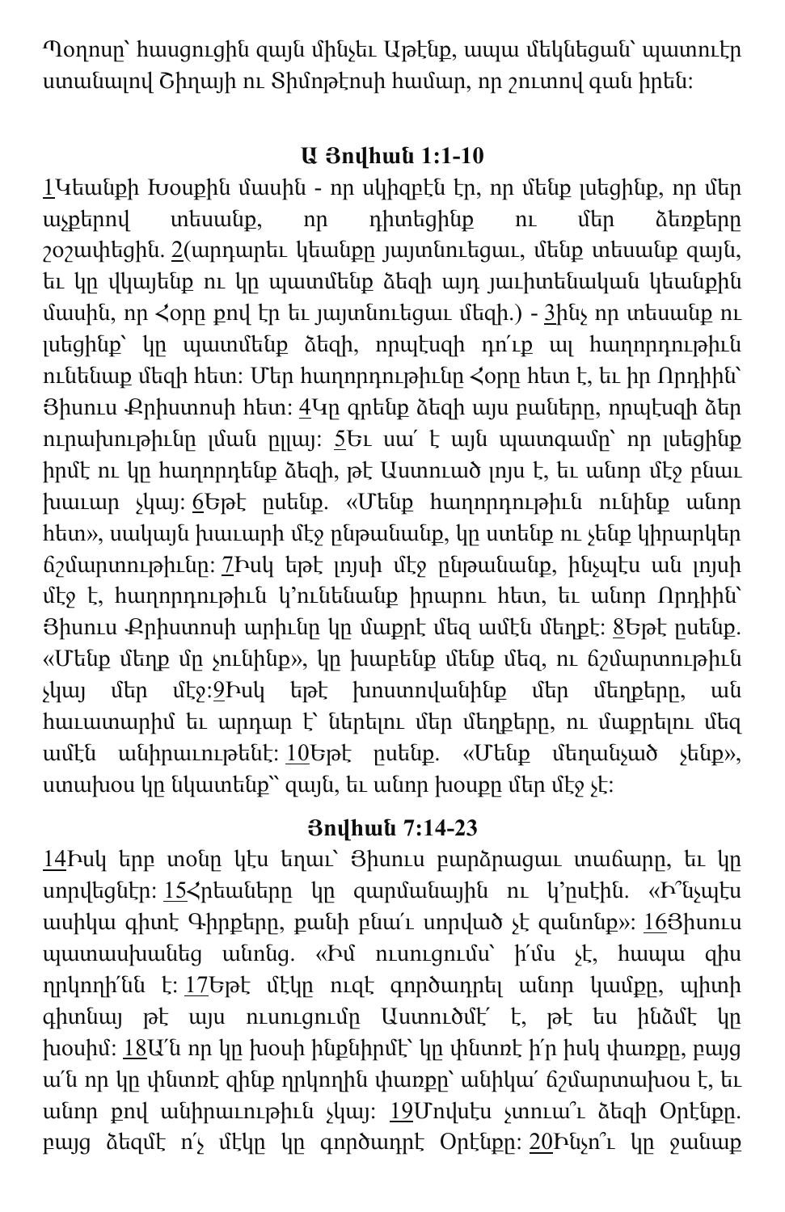Պօղոսը՝ հասցուցին զայն մինչեւ Աթէնք, ապա մեկնեցան՝ պատուէր ստանալով Շիղայի ու Տիմոթէոսի համար, որ շուտով գան իրեն:

### Ա Յովհան 1:1-10

1Կեանքի Խօսքին մասին - որ սկիզբէն էր, որ մենք լսեցինք, որ մեր աչքերով տեսանք, որ դիտեցինք ու մեր ձեռքերը շօշափեցին. 2(արդարեւ կեանքը յայտնուեցաւ, մենք տեսանք զայն, եւ կը վկայենք ու կը պատմենք ձեզի այդ յաւիտենական կեանքին մասին, որ Հօրը քով էր եւ յայտնուեցաւ մեզի.) - 3ինչ որ տեսանք ու լսեցինք՝ կը պատմենք ձեզի, որպէսզի դո՛ւք ալ հաղորդութիւն ունենաք մեզի հետ: Մեր հաղորդութիւնը Հօրը հետ է, եւ իր Որդիին՝ Յիսուս Քրիստոսի հետ: 4Կը գրենք ձեզի այս բաները, որպէսզի ձեր ուրախութիւնը լման ըլլայ: 5Եւ սա՛ է այն պատգամը՝ որ լսեցինք իրմէ ու կը հաղորդենք ձեզի, թէ Աստուած լոյս է, եւ անոր մէջ բնաւ խաւար չկայ: 6Եթէ ըսենք. «Մենք հաղորդութիւն ունինք անոր հետ», սակայն խաւարի մէջ ընթանանք, կը ստենք ու չենք կիրարկեր ճշմարտութիւնը: 7Իսկ եթէ լոյսի մէջ ընթանանք, ինչպէս ան լոյսի մէջ է, հաղորդութիւն կ՚ունենանք իրարու հետ, եւ անոր Որդիին՝ Յիսուս Քրիստոսի արիւնը կը մաքրէ մեզ ամէն մեղքէ: 8Եթէ ըսենք. «Մենք մեղք մը չունինք», կը խաբենք մենք մեզ, ու ճշմարտութիւն չկայ մեր մէջ:9Իսկ եթէ խոստովանինք մեր մեղքերը, ան հաւատարիմ եւ արդար է՝ ներելու մեր մեղքերը, ու մաքրելու մեզ ամէն անիրաւութենէ: 10Եթէ ըսենք. «Մենք մեղանչած չենք», ստախօս կը նկատենք՝՝ զայն, եւ անոր խօսքը մեր մէջ չէ:

### Յովհան 7:14-23

14Իսկ երբ տօնը կէս եղաւ՝ Յիսուս բարձրացաւ տաճարը, եւ կը սորվեցնէր: 15Հրեաները կը զարմանային ու կ՚ըսէին. «Ի՞նչպէս ասիկա գիտէ Գիրքերը, քանի բնա՛ւ սորված չէ զանոնք»: 16Յիսուս պատասխանեց անոնց. «Իմ ուսուցումս՝ ի՛մս չէ, հապա զիս ղրկողի՛նն է: 17Եթէ մէկը ուզէ գործադրել անոր կամքը, պիտի գիտնայ թէ այս ուսուցումը Աստուծմէ՛ է, թէ ես ինծմէ կը խօսիմ: 18Ա՛ն որ կը խօսի ինքնիրմէ՝ կը փնտռէ ի՛ր իսկ փառքը, բայց ա՛ն որ կը փնտռէ զինք ղրկողին փառքը՝ անիկա՛ ճշմարտախօս է, եւ անոր քով անիրաւութիւն չկայ: 19Մովսէս չտուա՞ւ ձեզի Օրէնքը. բայց ձեզմէ ո՛չ մէկը կը գործադրէ Օրէնքը: 20Ինչո՞ւ կը ջանաք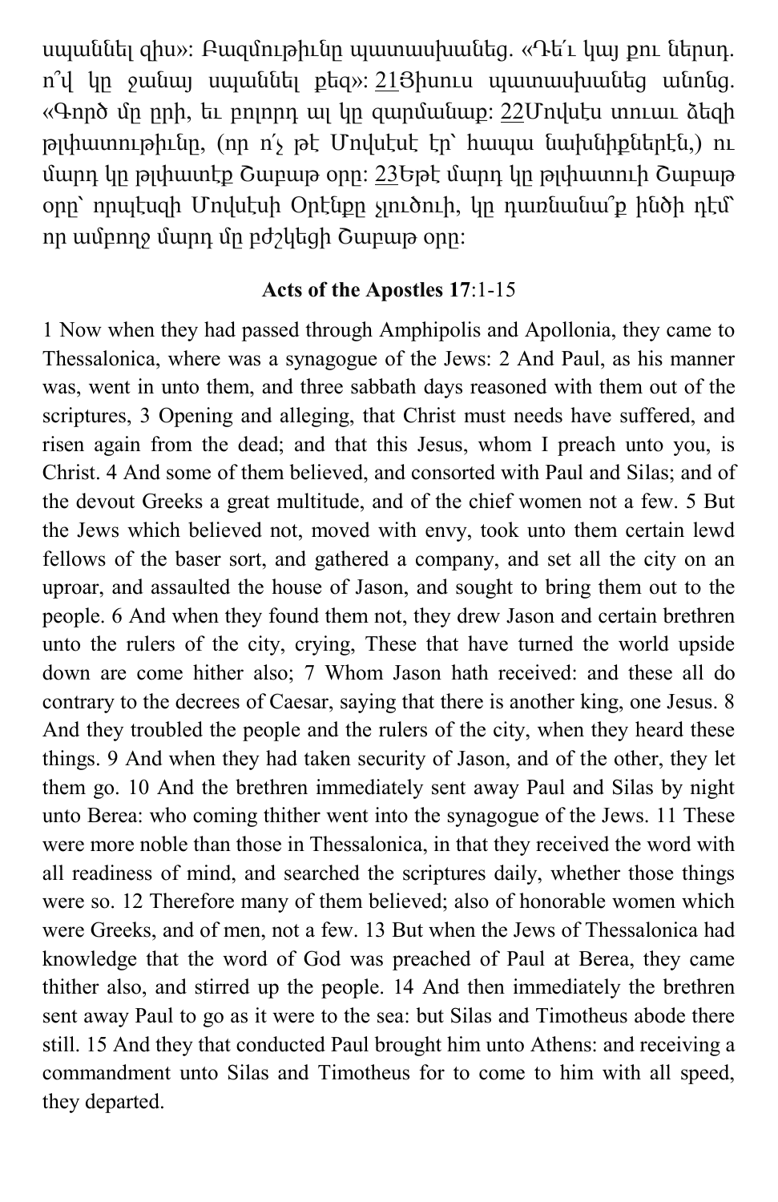սպաննել զիս»: Բազմութիւնը պատասխանեց. «Դե՛ւ կայ քու ներսդ. ո՞վ կը ջանայ սպաննել քեզ»: 21Յիսուս պատասխանեց անոնց. «Գործ մը ըրի, եւ բոլորդ ալ կը զարմանաք: 22Մովսէս տուաւ ձեզի թլփատութիւնը, (որ ո՛չ թէ Մովսէսէ էր՝ հապա նախնիքներէն,) ու մարդ կը թլփատէք Շաբաթ օրը: 23Եթէ մարդ կը թլփատուի Շաբաթ օրը՝ որպէսզի Մովսէսի Օրէնքը չլուծուի, կը դառնանա՞ք ինծի դէմ՝ որ ամբողջ մարդ մը բժշկեցի Շաբաթ օրը:

**Acts of the Apostles 17**:1-15

1 Now when they had passed through Amphipolis and Apollonia, they came to Thessalonica, where was a synagogue of the Jews: 2 And Paul, as his manner was, went in unto them, and three sabbath days reasoned with them out of the scriptures, 3 Opening and alleging, that Christ must needs have suffered, and risen again from the dead; and that this Jesus, whom I preach unto you, is Christ. 4 And some of them believed, and consorted with Paul and Silas; and of the devout Greeks a great multitude, and of the chief women not a few. 5 But the Jews which believed not, moved with envy, took unto them certain lewd fellows of the baser sort, and gathered a company, and set all the city on an uproar, and assaulted the house of Jason, and sought to bring them out to the people. 6 And when they found them not, they drew Jason and certain brethren unto the rulers of the city, crying, These that have turned the world upside down are come hither also; 7 Whom Jason hath received: and these all do contrary to the decrees of Caesar, saying that there is another king, one Jesus. 8 And they troubled the people and the rulers of the city, when they heard these things. 9 And when they had taken security of Jason, and of the other, they let them go. 10 And the brethren immediately sent away Paul and Silas by night unto Berea: who coming thither went into the synagogue of the Jews. 11 These were more noble than those in Thessalonica, in that they received the word with all readiness of mind, and searched the scriptures daily, whether those things were so. 12 Therefore many of them believed; also of honorable women which were Greeks, and of men, not a few. 13 But when the Jews of Thessalonica had knowledge that the word of God was preached of Paul at Berea, they came thither also, and stirred up the people. 14 And then immediately the brethren sent away Paul to go as it were to the sea: but Silas and Timotheus abode there still. 15 And they that conducted Paul brought him unto Athens: and receiving a commandment unto Silas and Timotheus for to come to him with all speed, they departed.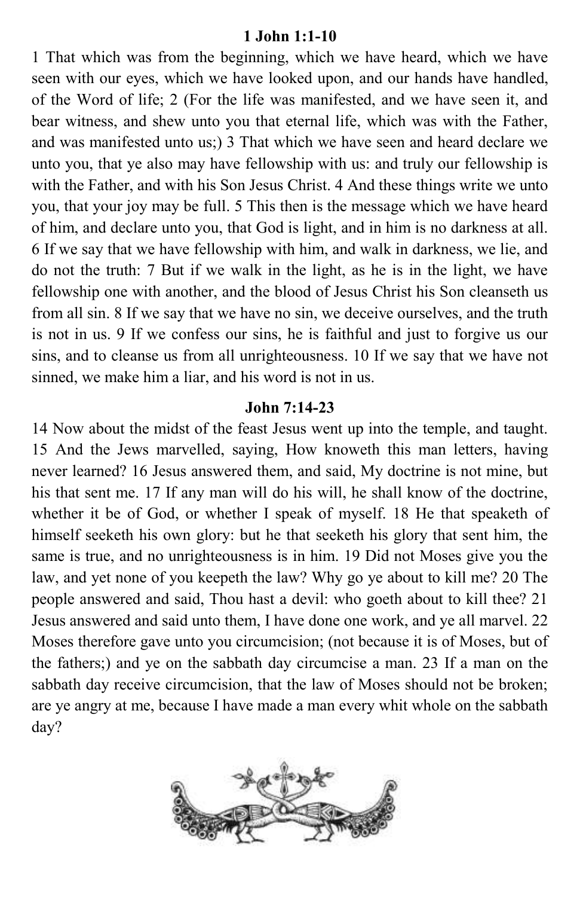**1 John 1:1-10**

1 That which was from the beginning, which we have heard, which we have seen with our eyes, which we have looked upon, and our hands have handled, of the Word of life; 2 (For the life was manifested, and we have seen it, and bear witness, and shew unto you that eternal life, which was with the Father, and was manifested unto us;) 3 That which we have seen and heard declare we unto you, that ye also may have fellowship with us: and truly our fellowship is with the Father, and with his Son Jesus Christ. 4 And these things write we unto you, that your joy may be full. 5 This then is the message which we have heard of him, and declare unto you, that God is light, and in him is no darkness at all. 6 If we say that we have fellowship with him, and walk in darkness, we lie, and do not the truth: 7 But if we walk in the light, as he is in the light, we have fellowship one with another, and the blood of Jesus Christ his Son cleanseth us from all sin. 8 If we say that we have no sin, we deceive ourselves, and the truth is not in us. 9 If we confess our sins, he is faithful and just to forgive us our sins, and to cleanse us from all unrighteousness. 10 If we say that we have not sinned, we make him a liar, and his word is not in us.

**John 7:14-23**

14 Now about the midst of the feast Jesus went up into the temple, and taught. 15 And the Jews marvelled, saying, How knoweth this man letters, having never learned? 16 Jesus answered them, and said, My doctrine is not mine, but his that sent me. 17 If any man will do his will, he shall know of the doctrine, whether it be of God, or whether I speak of myself. 18 He that speaketh of himself seeketh his own glory: but he that seeketh his glory that sent him, the same is true, and no unrighteousness is in him. 19 Did not Moses give you the law, and yet none of you keepeth the law? Why go ye about to kill me? 20 The people answered and said, Thou hast a devil: who goeth about to kill thee? 21 Jesus answered and said unto them, I have done one work, and ye all marvel. 22 Moses therefore gave unto you circumcision; (not because it is of Moses, but of the fathers;) and ye on the sabbath day circumcise a man. 23 If a man on the sabbath day receive circumcision, that the law of Moses should not be broken; are ye angry at me, because I have made a man every whit whole on the sabbath day?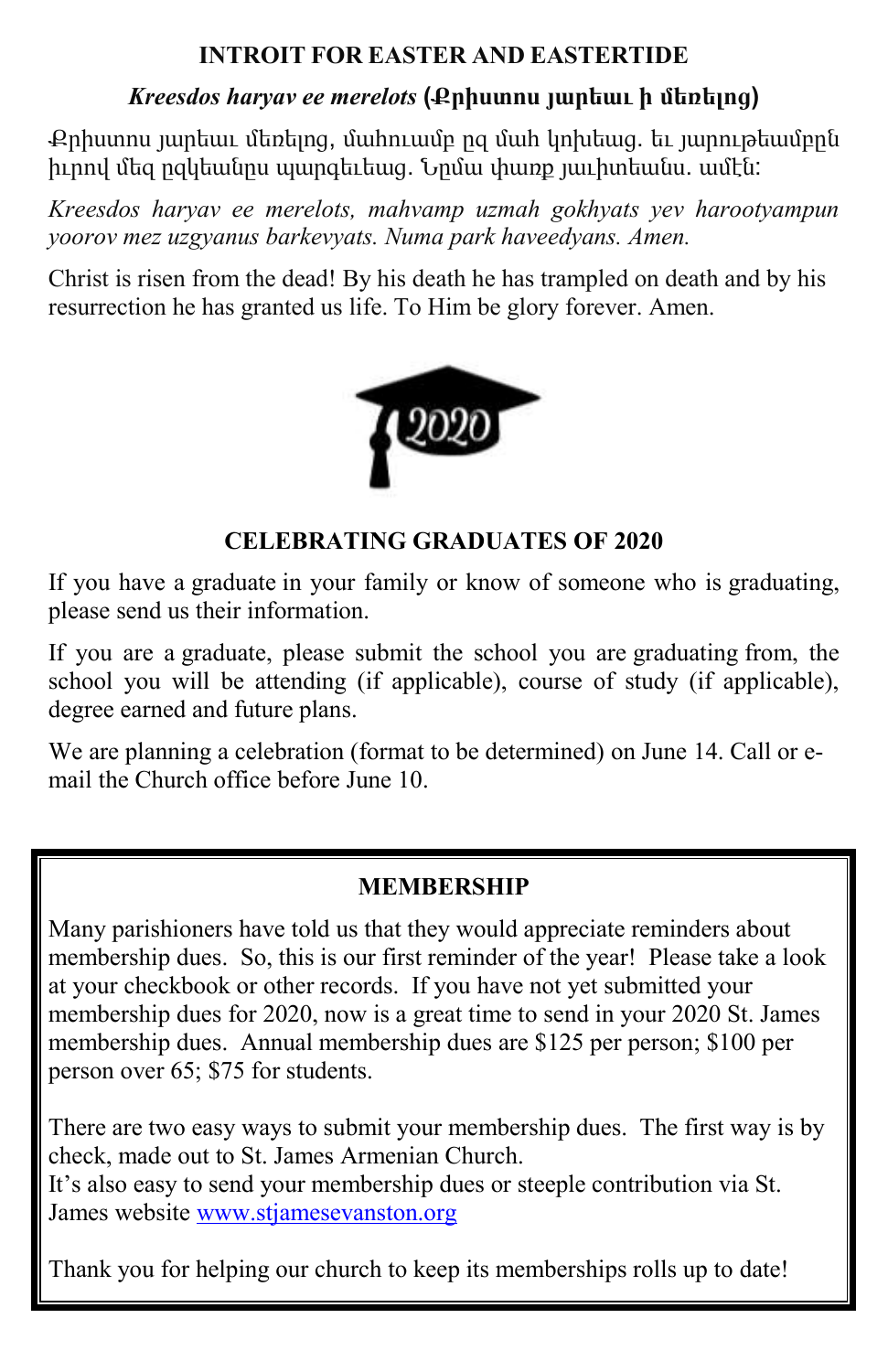**INTROIT FOR EASTER AND EASTERTIDE**

***Kreesdos haryav ee merelots* (Քրիստոս յարեաւ ի մեռելոց)**

Քրիստոս յարեաւ մեռելոց, մահուամբ զմահ կոխեաց. եւ յարութեամբն իւրով մեզ զկեանս պարգեւեաց. Նմա փառք յաւիտեանս. ամէն:

*Kreesdos haryav ee merelots, mahvamp uzmah gokhyats yev harootyampun yoorov mez uzgyanus barkevyats. Numa park haveedyans. Amen.*

Christ is risen from the dead! By his death he has trampled on death and by his resurrection he has granted us life. To Him be glory forever. Amen.

2020

**CELEBRATING GRADUATES OF 2020**

If you have a graduate in your family or know of someone who is graduating, please send us their information.

If you are a graduate, please submit the school you are graduating from, the school you will be attending (if applicable), course of study (if applicable), degree earned and future plans.

We are planning a celebration (format to be determined) on June 14. Call or e-mail the Church office before June 10.

**MEMBERSHIP**

Many parishioners have told us that they would appreciate reminders about membership dues. So, this is our first reminder of the year! Please take a look at your checkbook or other records. If you have not yet submitted your membership dues for 2020, now is a great time to send in your 2020 St. James membership dues. Annual membership dues are $125 per person; $100 per person over 65; $75 for students.

There are two easy ways to submit your membership dues. The first way is by check, made out to St. James Armenian Church.
It's also easy to send your membership dues or steeple contribution via St. James website [www.stjamesevanston.org](http://www.stjamesevanston.org)

Thank you for helping our church to keep its memberships rolls up to date!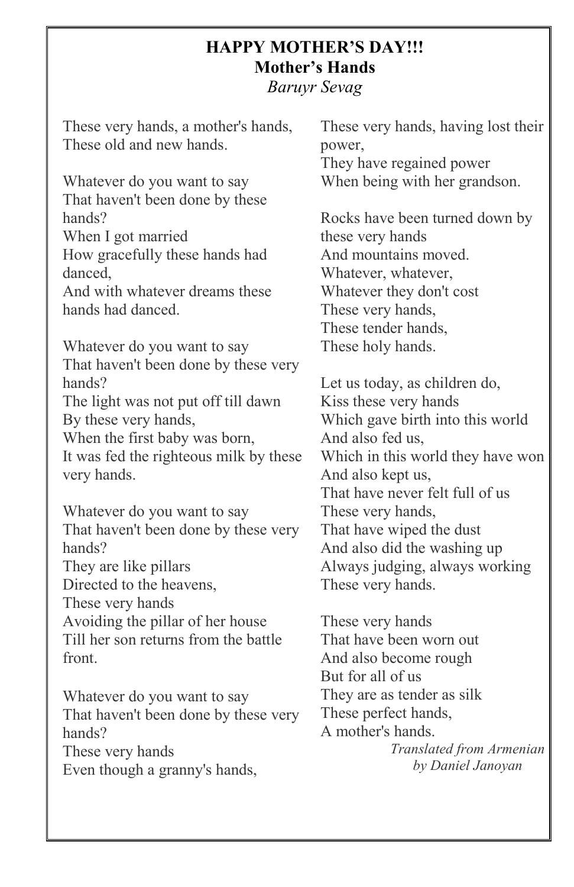# HAPPY MOTHER'S DAY!!!

## Mother's Hands

*Baruyr Sevag*

These very hands, a mother's hands,
These old and new hands.

Whatever do you want to say
That haven't been done by these hands?
When I got married
How gracefully these hands had danced,
And with whatever dreams these hands had danced.

Whatever do you want to say
That haven't been done by these very hands?
The light was not put off till dawn
By these very hands,
When the first baby was born,
It was fed the righteous milk by these very hands.

Whatever do you want to say
That haven't been done by these very hands?
They are like pillars
Directed to the heavens,
These very hands
Avoiding the pillar of her house
Till her son returns from the battle front.

Whatever do you want to say
That haven't been done by these very hands?
These very hands
Even though a granny's hands,
These very hands, having lost their power,
They have regained power
When being with her grandson.

Rocks have been turned down by these very hands
And mountains moved.
Whatever, whatever,
Whatever they don't cost
These very hands,
These tender hands,
These holy hands.

Let us today, as children do,
Kiss these very hands
Which gave birth into this world
And also fed us,
Which in this world they have won
And also kept us,
That have never felt full of us
These very hands,
That have wiped the dust
And also did the washing up
Always judging, always working
These very hands.

These very hands
That have been worn out
And also become rough
But for all of us
They are as tender as silk
These perfect hands,
A mother's hands.

*Translated from Armenian by Daniel Janoyan*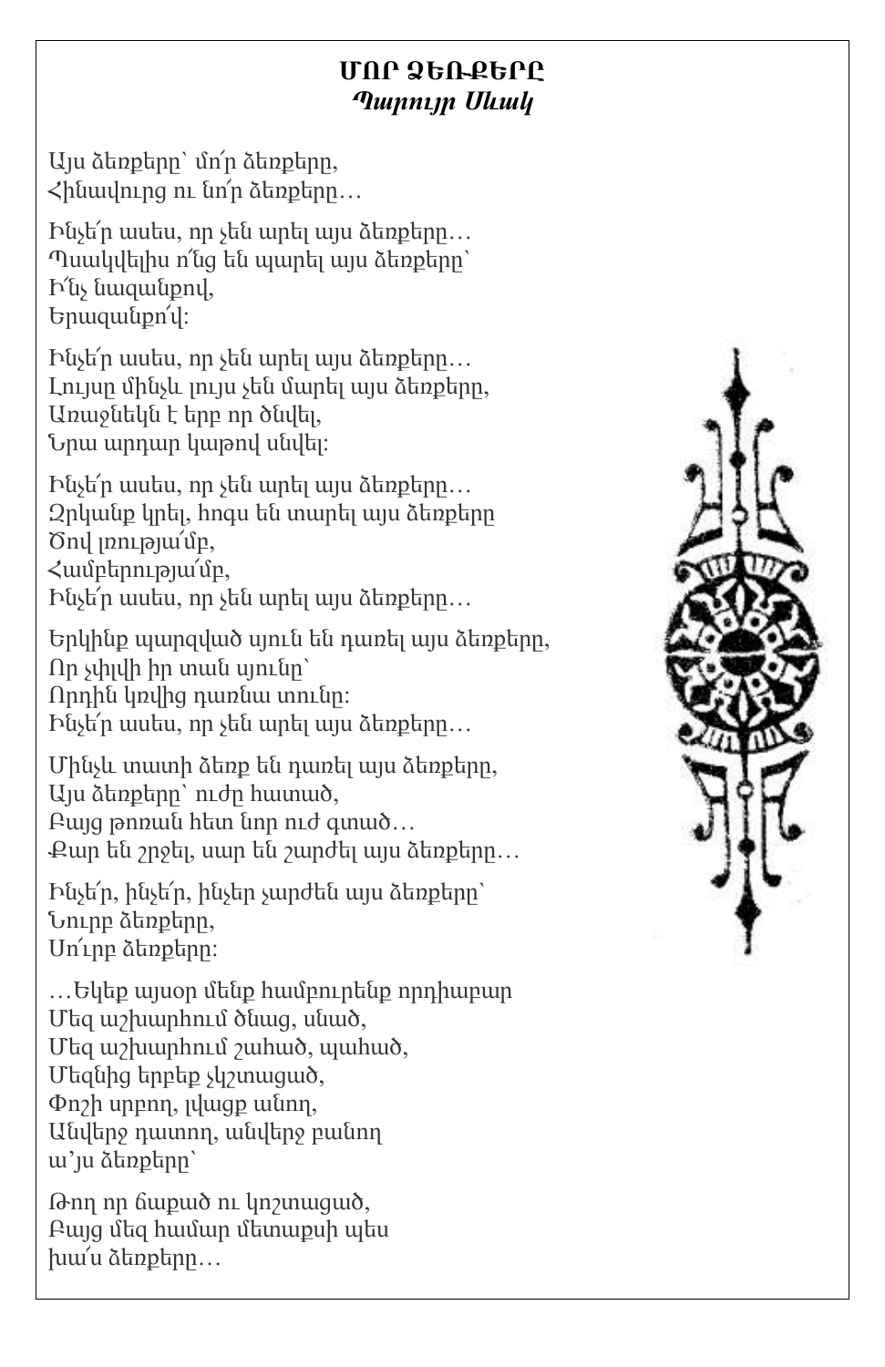# ՄՈՐ ՁԵՌՔԵՐԸ
### *Պարույր Սևակ*

Այս ձեռքերը՝ մո՛ր ձեռքերը,
Հինավուրց ու նո՛ր ձեռքերը…

Ինչե՜ր ասես, որ չեն արել այս ձեռքերը…
Պսակվելիս ո՛նց են պարել այս ձեռքերը՝
Ի՜նչ նազանքով,
Երազանքո՛վ:

Ինչե՜ր ասես, որ չեն արել այս ձեռքերը…
Լույսը մինչև լույս չեն մարել այս ձեռքերը,
Առաջնեկն է երբ որ ծնվել,
Նրա արդար կաթով սնվել:

Ինչե՜ր ասես, որ չեն արել այս ձեռքերը…
Զրկանք կրել, հոգս են տարել այս ձեռքերը
Ծով լռությա՛մբ,
Համբերությա՛մբ,
Ինչե՜ր ասես, որ չեն արել այս ձեռքերը…

Երկինք պարզված սյուն են դառել այս ձեռքերը,
Որ չփլվի իր տան սյունը՝
Որդին կռվից դառնա տունը:
Ինչե՜ր ասես, որ չեն արել այս ձեռքերը…

Մինչև տատի ձեռք են դառել այս ձեռքերը,
Այս ձեռքերը՝ ուժը հատած,
Բայց թոռան հետ նոր ուժ գտած…
Քար են շրջել, սար են շարժել այս ձեռքերը…

Ինչե՜ր, ինչե՜ր, ինչեր չարժեն այս ձեռքերը՝
Նուրբ ձեռքերը,
Սո՛ւրբ ձեռքերը:

…Եկեք այսօր մենք համբուրենք որդիաբար
Մեզ աշխարհում ծնաց, սնած,
Մեզ աշխարհում շահած, պահած,
Մեզնից երբեք չկշտացած,
Փոշի սրբող, լվացք անող,
Անվերջ դատող, անվերջ բանող
ա՛յս ձեռքերը՝

Թող որ ճաքած ու կոշտացած,
Բայց մեզ համար մետաքսի պես
խա՛ս ձեռքերը…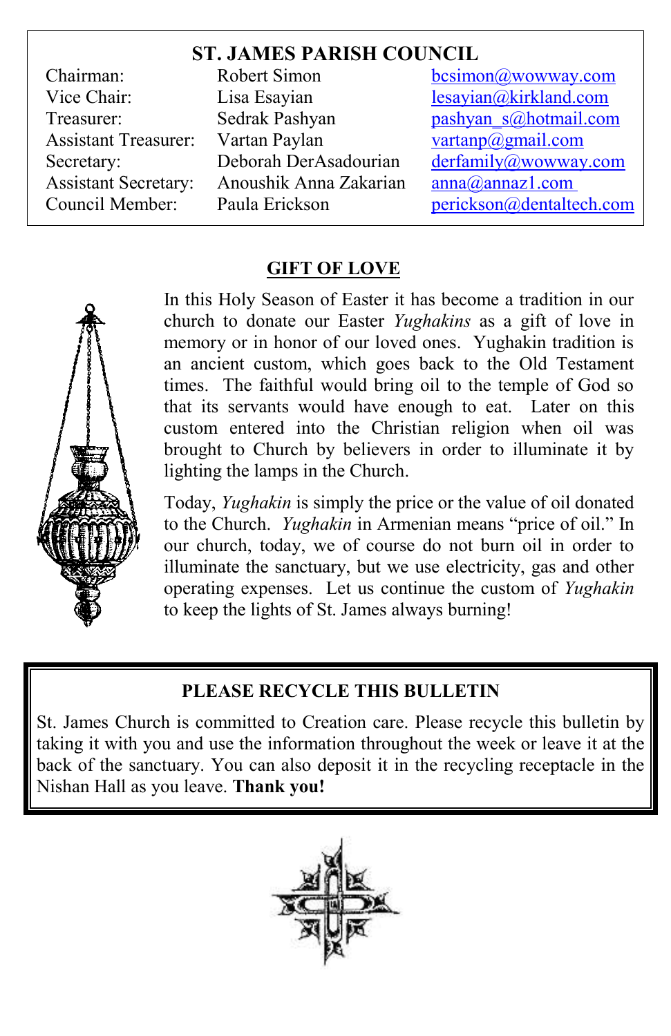## ST. JAMES PARISH COUNCIL

| | | |
|---|---|---|
| Chairman: | Robert Simon | bcsimon@wowway.com |
| Vice Chair: | Lisa Esayian | lesayian@kirkland.com |
| Treasurer: | Sedrak Pashyan | pashyan_s@hotmail.com |
| Assistant Treasurer: | Vartan Paylan | vartanp@gmail.com |
| Secretary: | Deborah DerAsadourian | derfamily@wowway.com |
| Assistant Secretary: | Anoushik Anna Zakarian | anna@annaz1.com |
| Council Member: | Paula Erickson | perickson@dentaltech.com |

## GIFT OF LOVE

In this Holy Season of Easter it has become a tradition in our church to donate our Easter *Yughakins* as a gift of love in memory or in honor of our loved ones. Yughakin tradition is an ancient custom, which goes back to the Old Testament times. The faithful would bring oil to the temple of God so that its servants would have enough to eat. Later on this custom entered into the Christian religion when oil was brought to Church by believers in order to illuminate it by lighting the lamps in the Church.

Today, *Yughakin* is simply the price or the value of oil donated to the Church. *Yughakin* in Armenian means "price of oil." In our church, today, we of course do not burn oil in order to illuminate the sanctuary, but we use electricity, gas and other operating expenses. Let us continue the custom of *Yughakin* to keep the lights of St. James always burning!

## PLEASE RECYCLE THIS BULLETIN

St. James Church is committed to Creation care. Please recycle this bulletin by taking it with you and use the information throughout the week or leave it at the back of the sanctuary. You can also deposit it in the recycling receptacle in the Nishan Hall as you leave. **Thank you!**